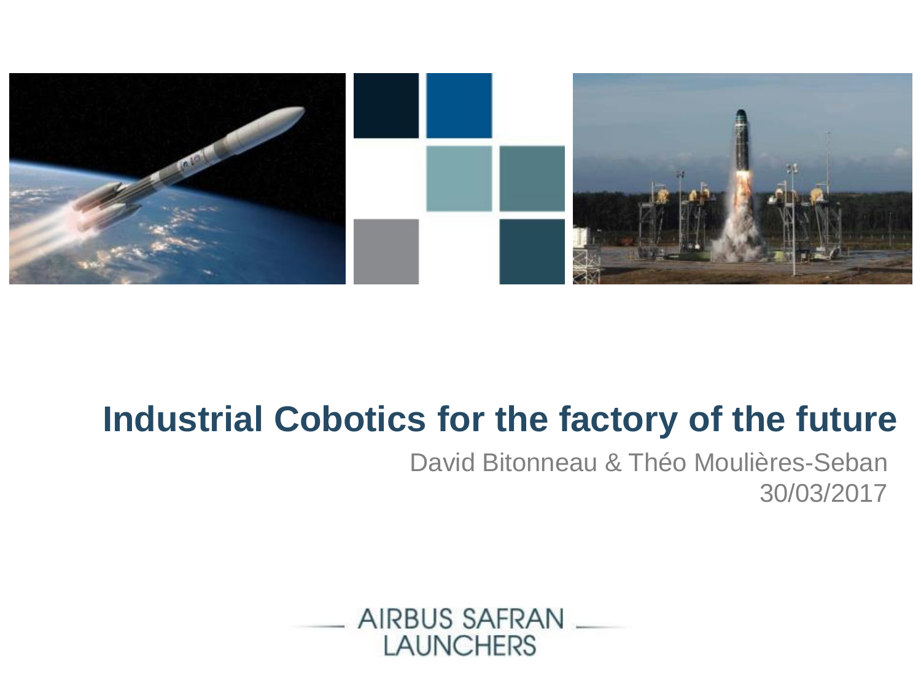# Industrial Cobotics for the factory of the future

David Bitonneau & Théo Moulières-Seban

30/03/2017

AIRBUS SAFRAN LAUNCHERS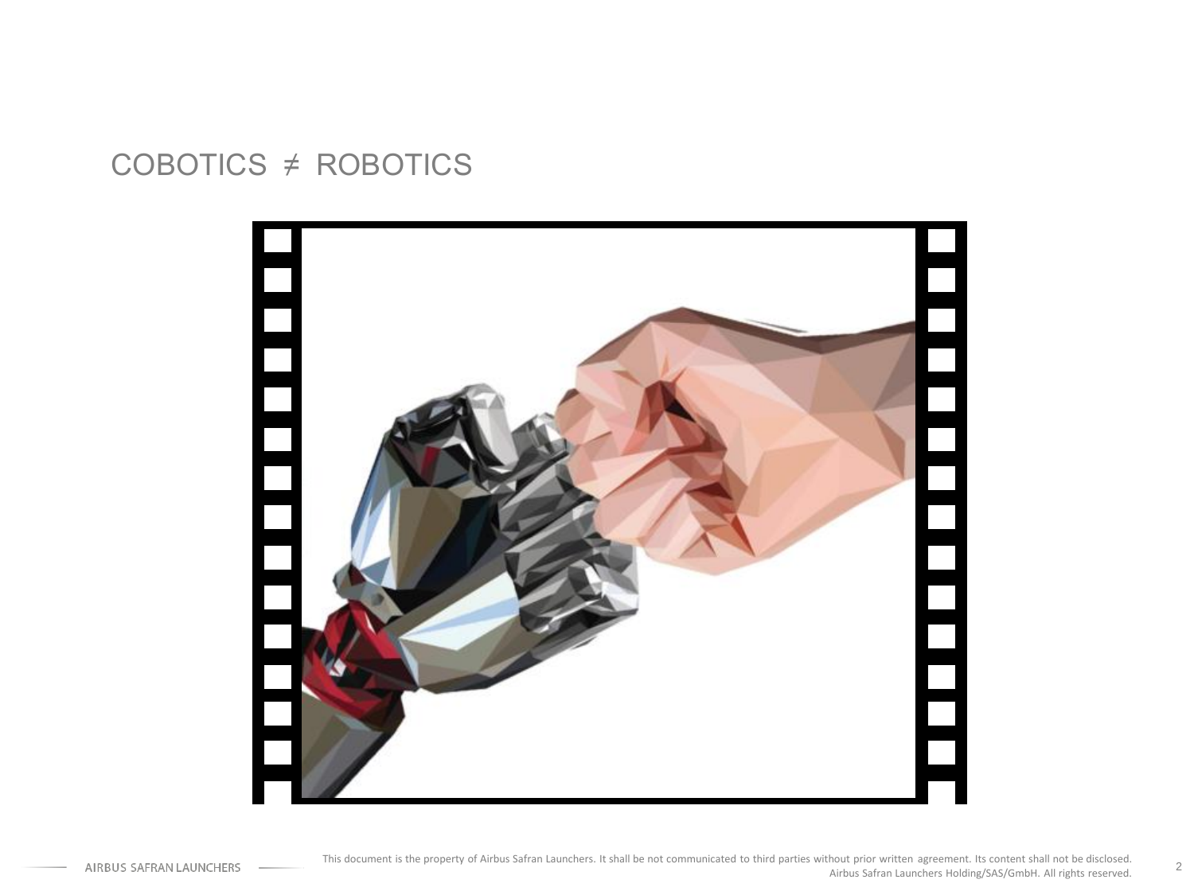# COBOTICS ≠ ROBOTICS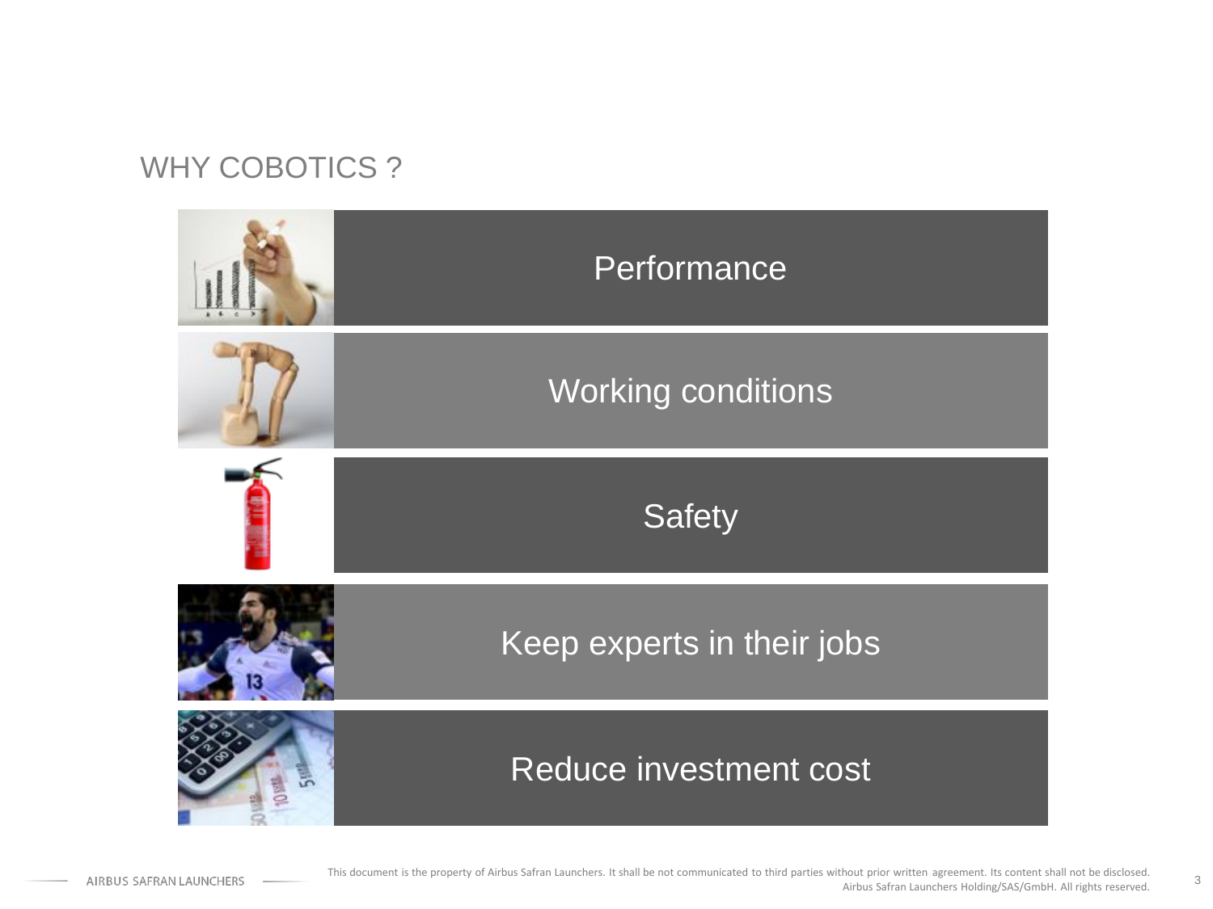# WHY COBOTICS ?

- Performance
- Working conditions
- Safety
- Keep experts in their jobs
- Reduce investment cost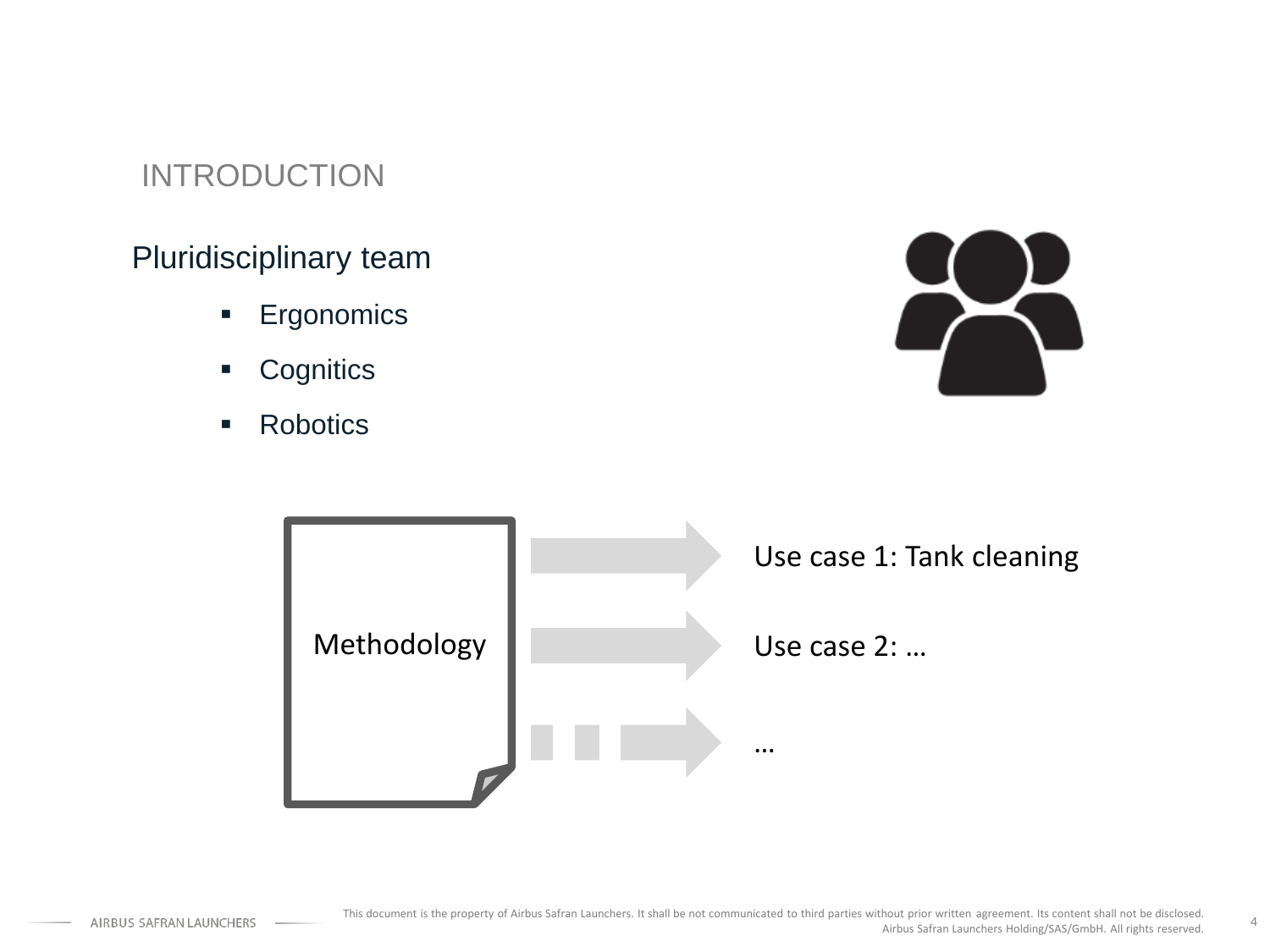## INTRODUCTION

Pluridisciplinary team

- Ergonomics
- Cognitics
- Robotics

Methodology

- Use case 1: Tank cleaning
- Use case 2: …
- …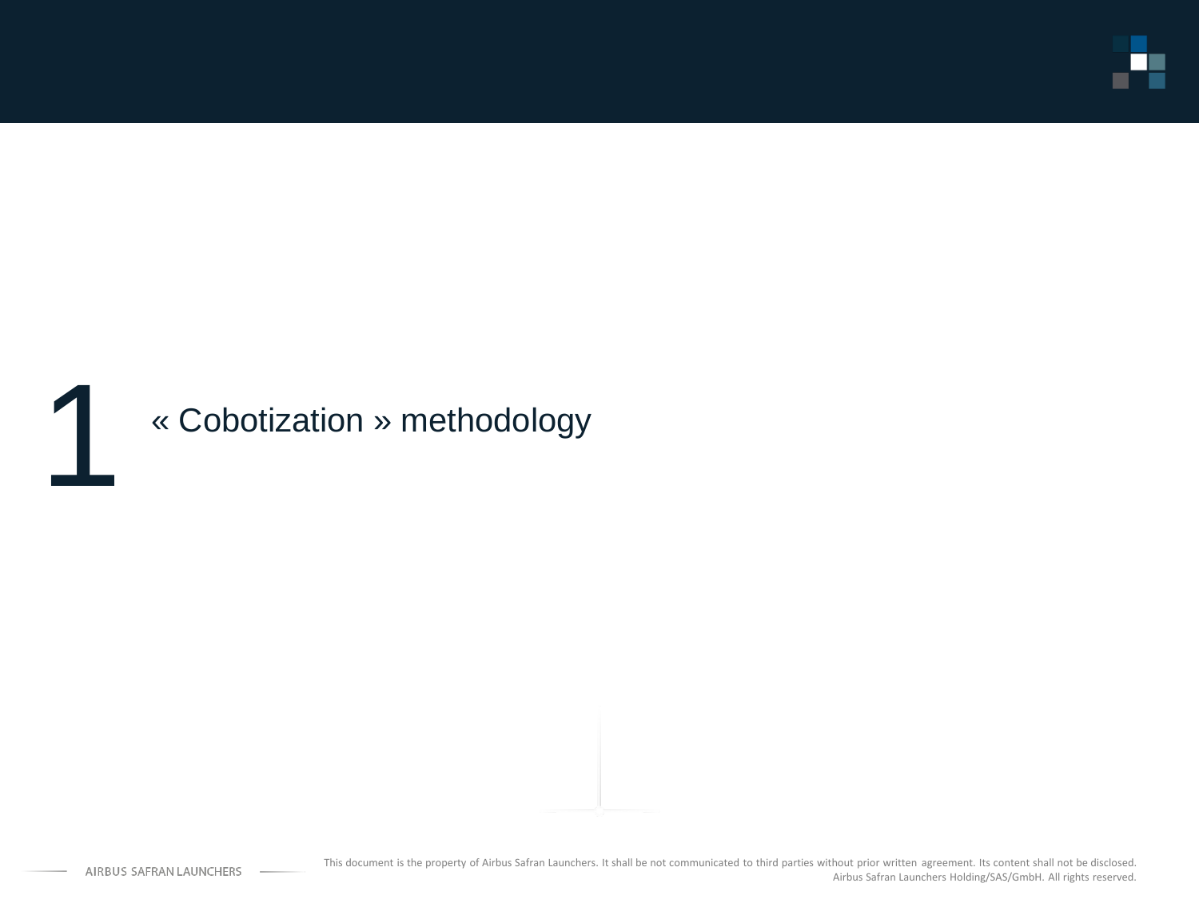# 1 « Cobotization » methodology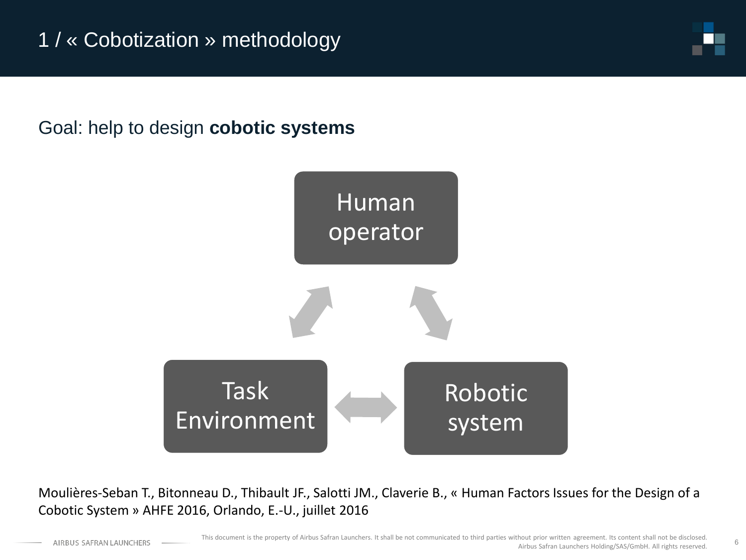# 1 / « Cobotization » methodology

Goal: help to design **cobotic systems**

Human operator

Task Environment

Robotic system

Moulières-Seban T., Bitonneau D., Thibault JF., Salotti JM., Claverie B., « Human Factors Issues for the Design of a Cobotic System » AHFE 2016, Orlando, E.-U., juillet 2016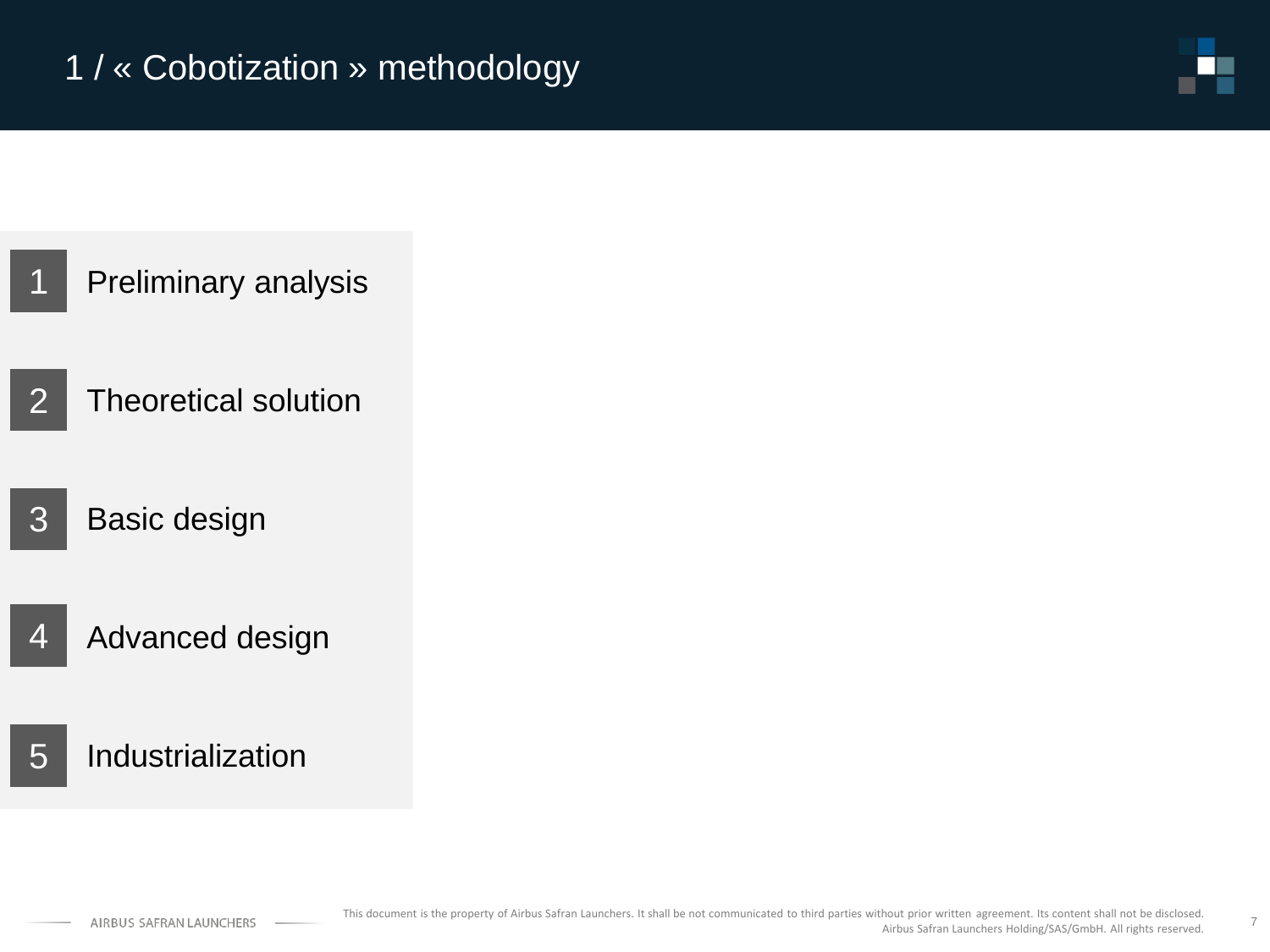# 1 / « Cobotization » methodology

1. Preliminary analysis
2. Theoretical solution
3. Basic design
4. Advanced design
5. Industrialization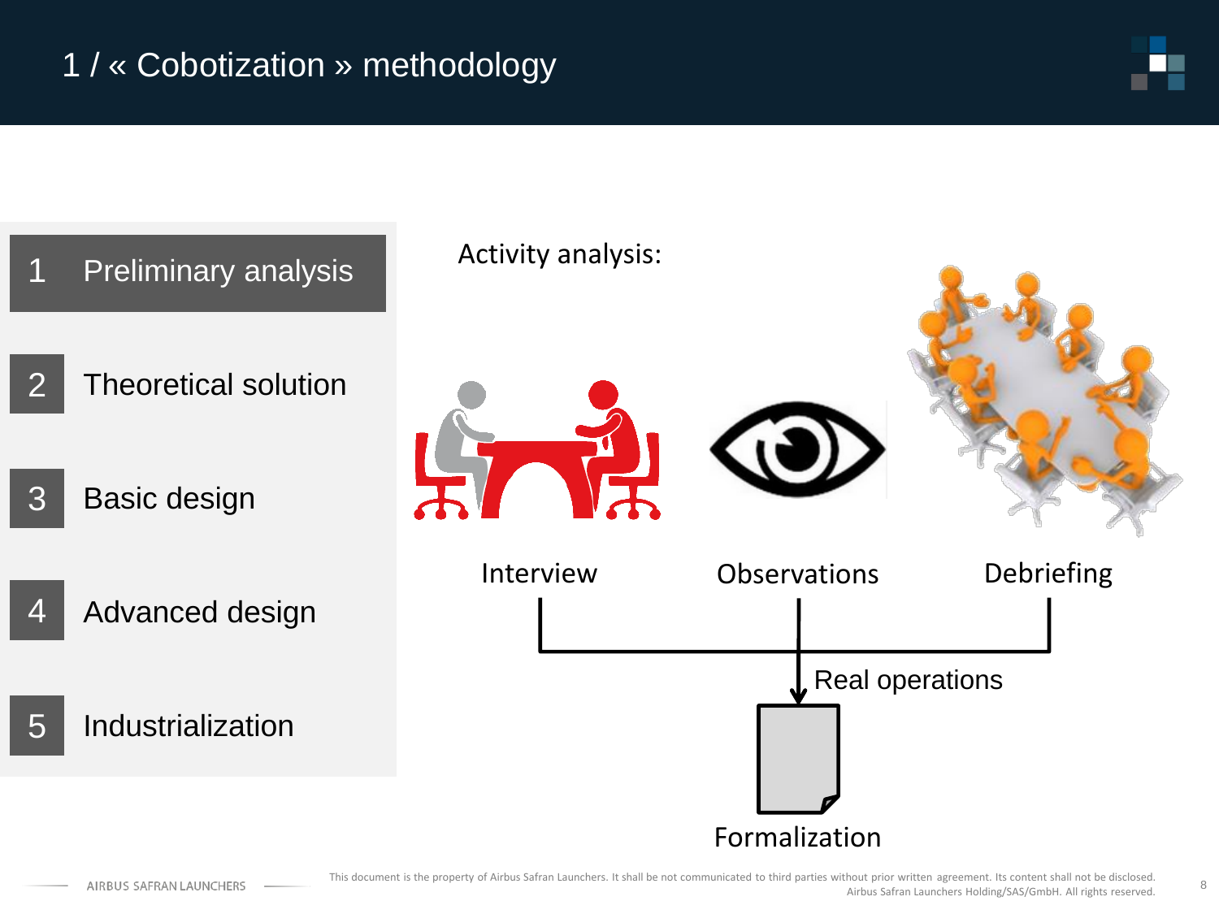# 1 / « Cobotization » methodology

1. Preliminary analysis
2. Theoretical solution
3. Basic design
4. Advanced design
5. Industrialization

Activity analysis:

Interview — Observations — Debriefing

Real operations

Formalization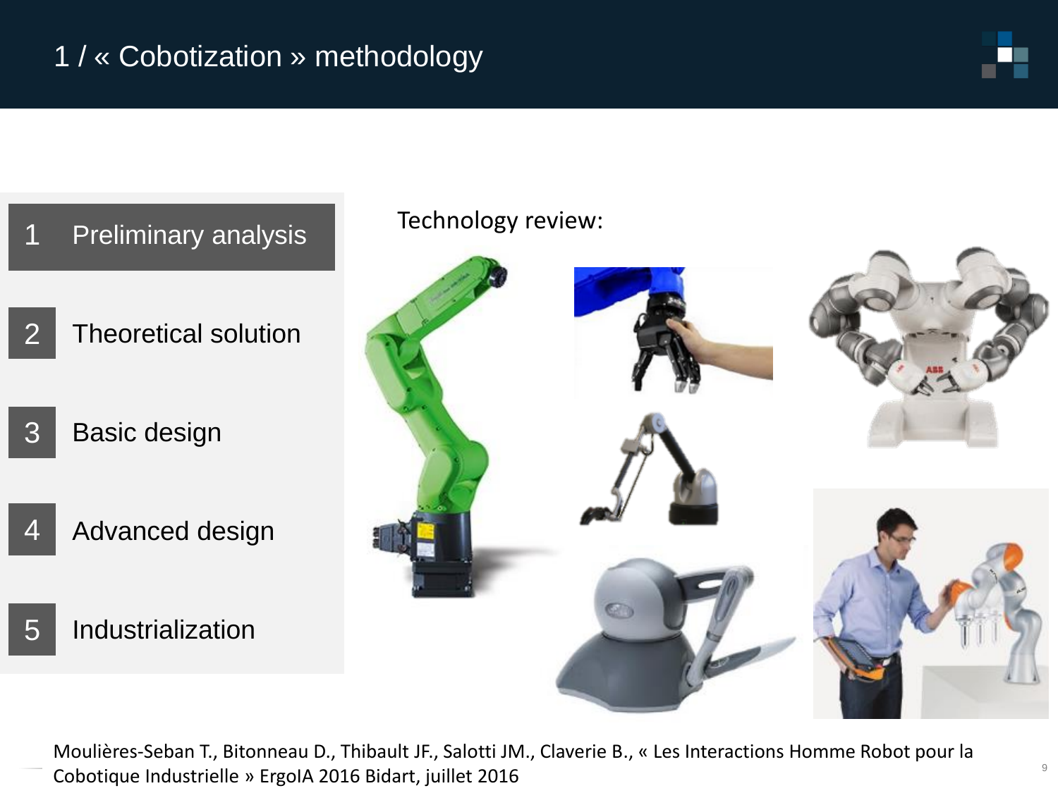# 1 / « Cobotization » methodology

1. Preliminary analysis
2. Theoretical solution
3. Basic design
4. Advanced design
5. Industrialization

Technology review:

Moulières-Seban T., Bitonneau D., Thibault JF., Salotti JM., Claverie B., « Les Interactions Homme Robot pour la Cobotique Industrielle » ErgoIA 2016 Bidart, juillet 2016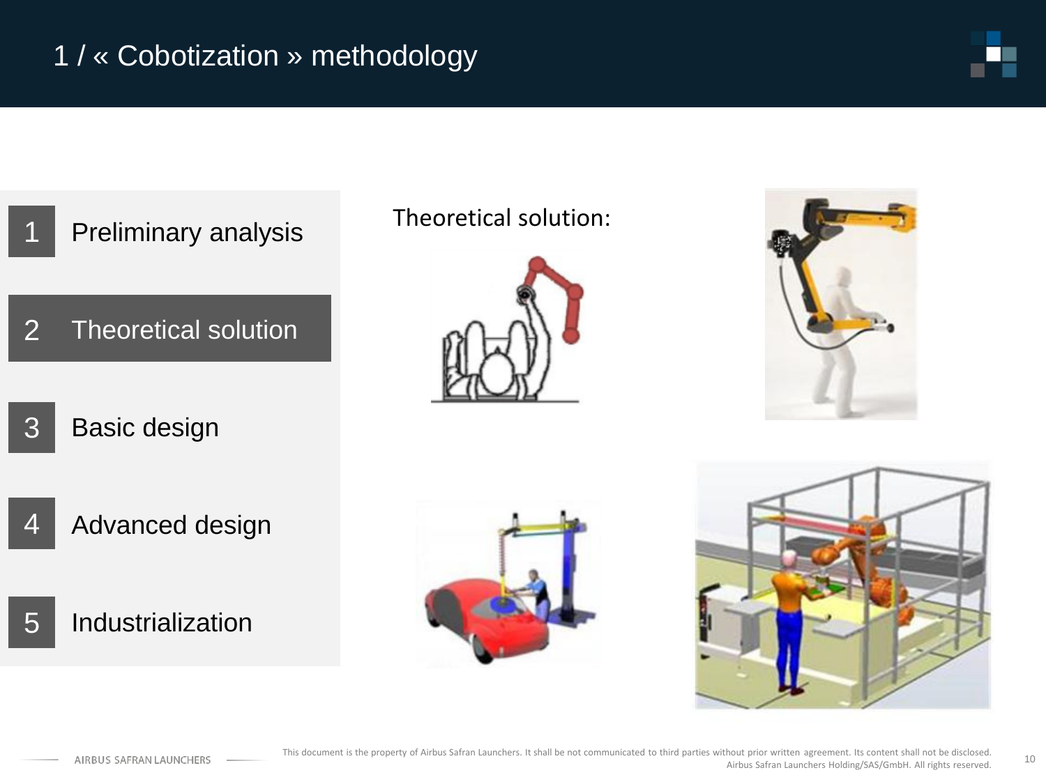# 1 / « Cobotization » methodology

1. Preliminary analysis
2. **Theoretical solution**
3. Basic design
4. Advanced design
5. Industrialization

Theoretical solution: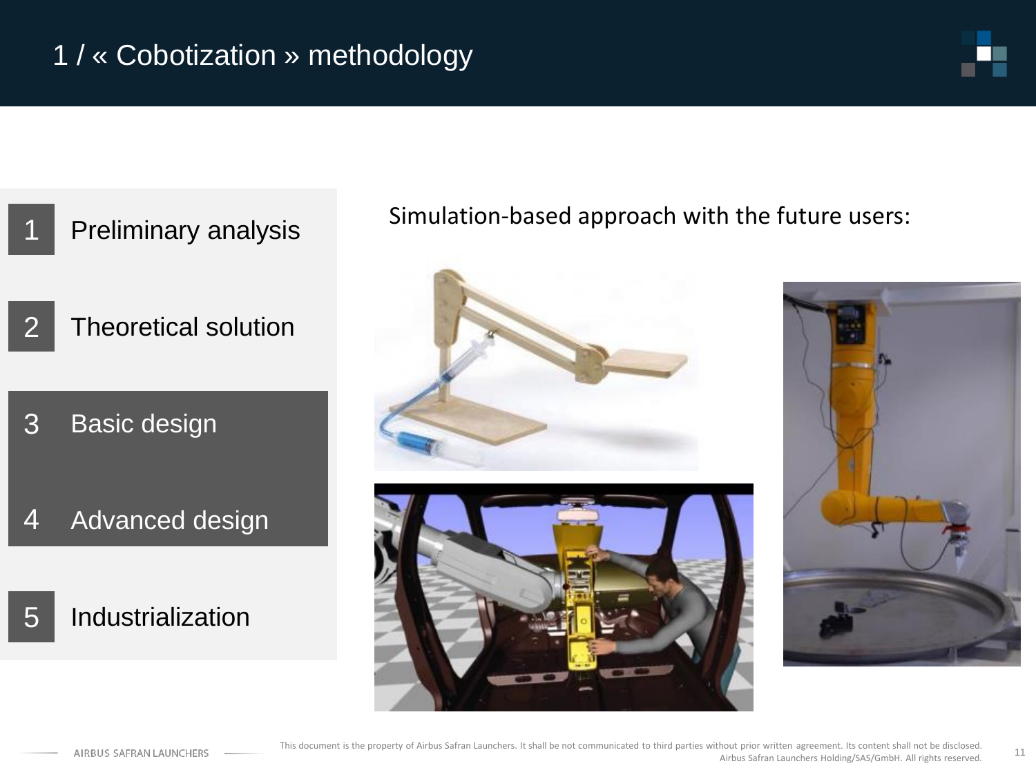# 1 / « Cobotization » methodology

1. Preliminary analysis
2. Theoretical solution
3. Basic design
4. Advanced design
5. Industrialization

Simulation-based approach with the future users: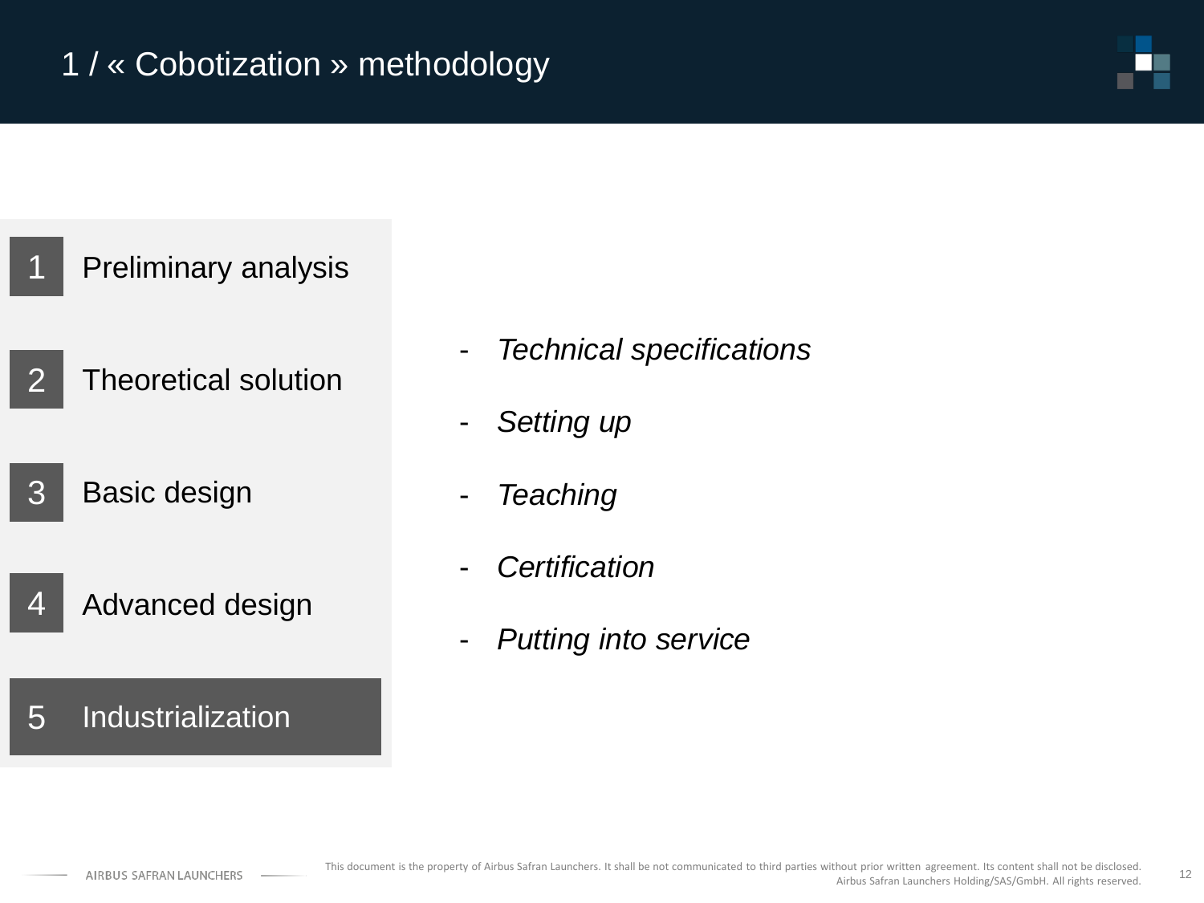# 1 / « Cobotization » methodology

1. Preliminary analysis
2. Theoretical solution
3. Basic design
4. Advanced design
5. **Industrialization**

- *Technical specifications*
- *Setting up*
- *Teaching*
- *Certification*
- *Putting into service*

This document is the property of Airbus Safran Launchers. It shall be not communicated to third parties without prior written agreement. Its content shall not be disclosed.
Airbus Safran Launchers Holding/SAS/GmbH. All rights reserved.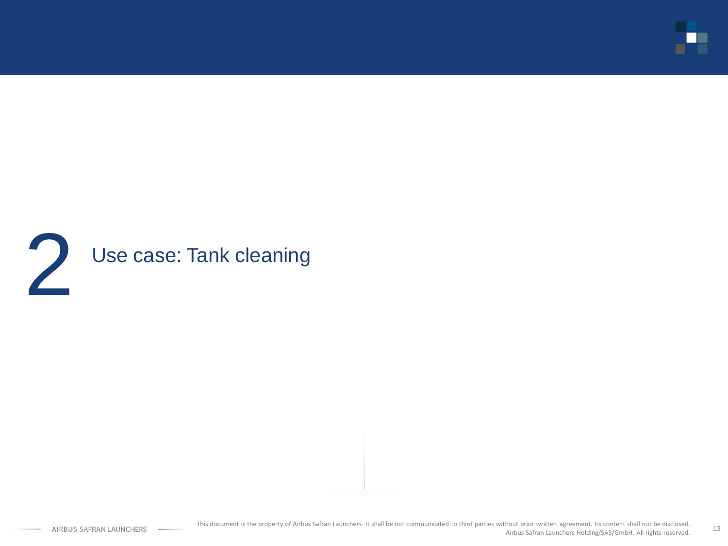# 2 Use case: Tank cleaning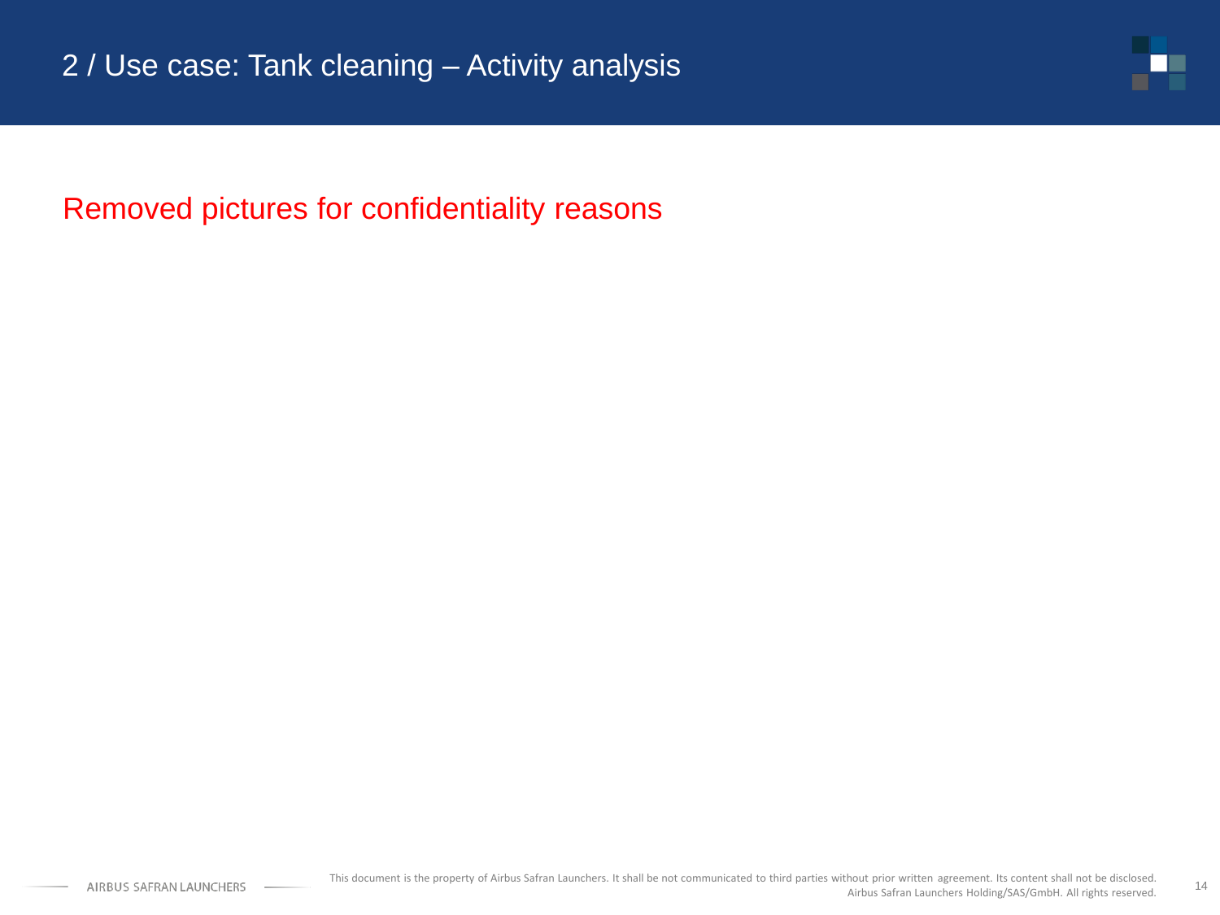# 2 / Use case: Tank cleaning – Activity analysis

Removed pictures for confidentiality reasons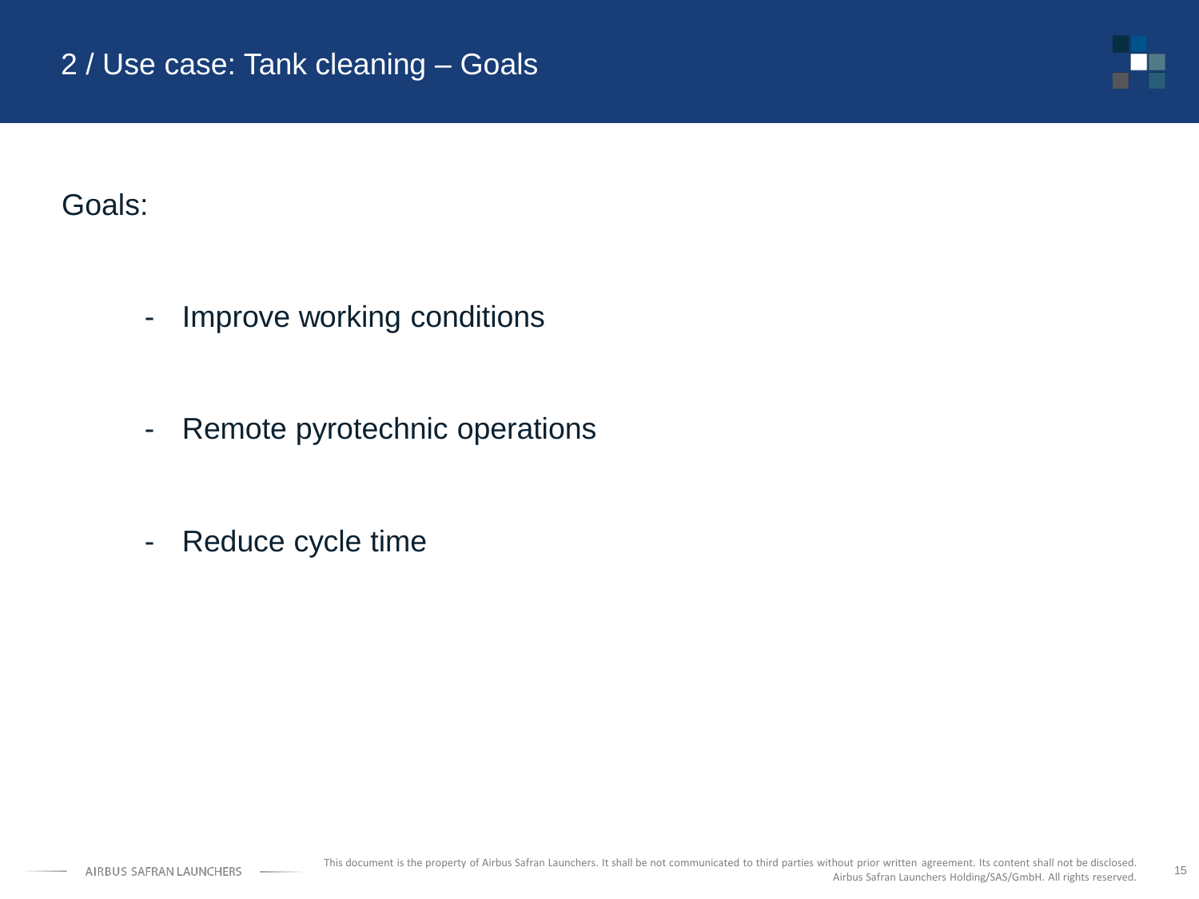# 2 / Use case: Tank cleaning – Goals

Goals:

- Improve working conditions
- Remote pyrotechnic operations
- Reduce cycle time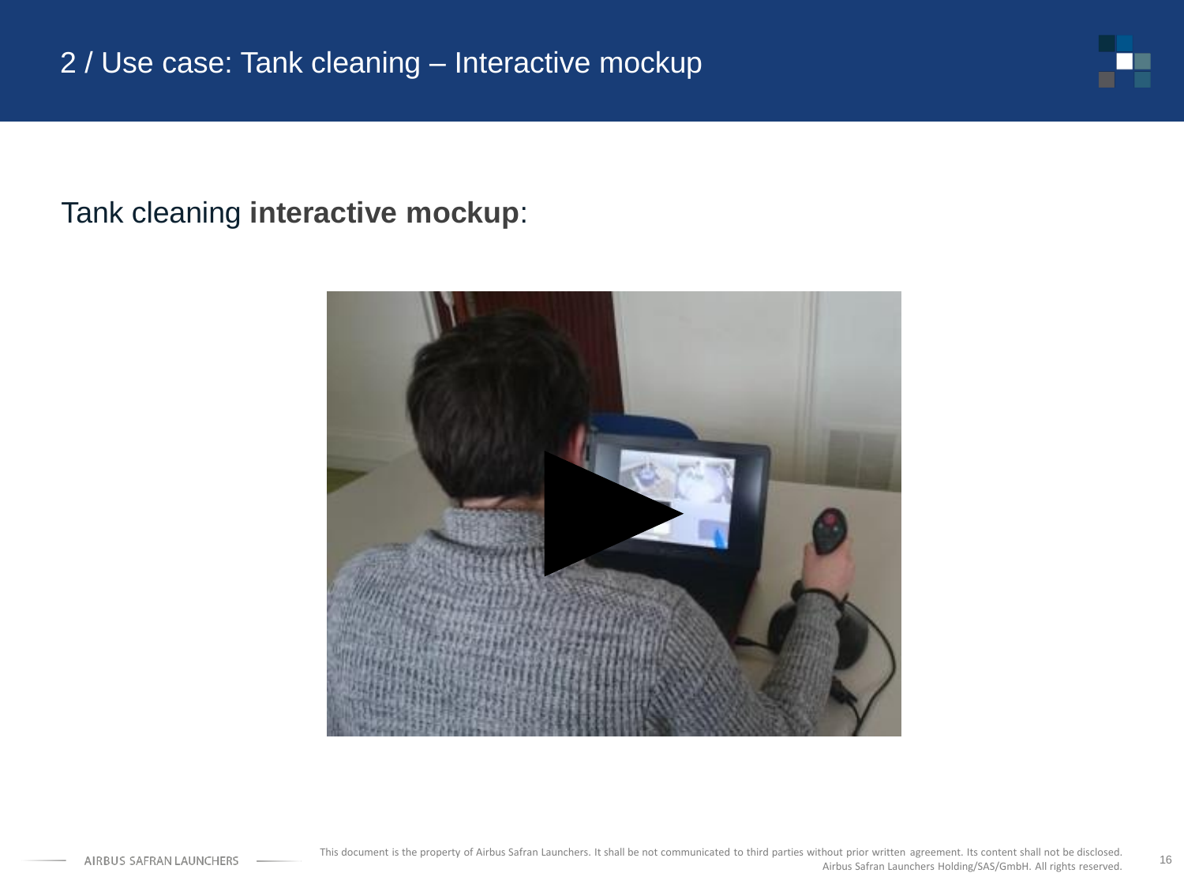# 2 / Use case: Tank cleaning – Interactive mockup

Tank cleaning **interactive mockup**: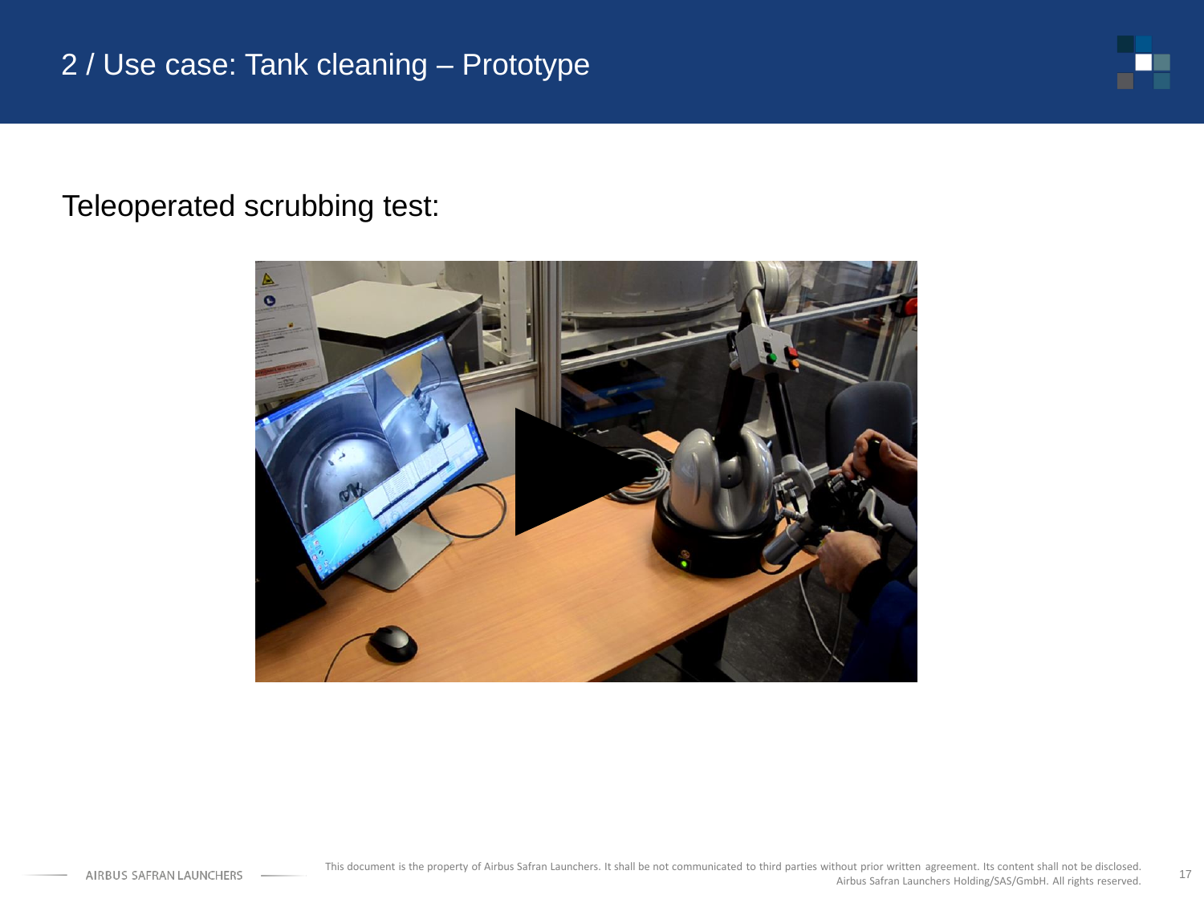# 2 / Use case: Tank cleaning – Prototype

Teleoperated scrubbing test: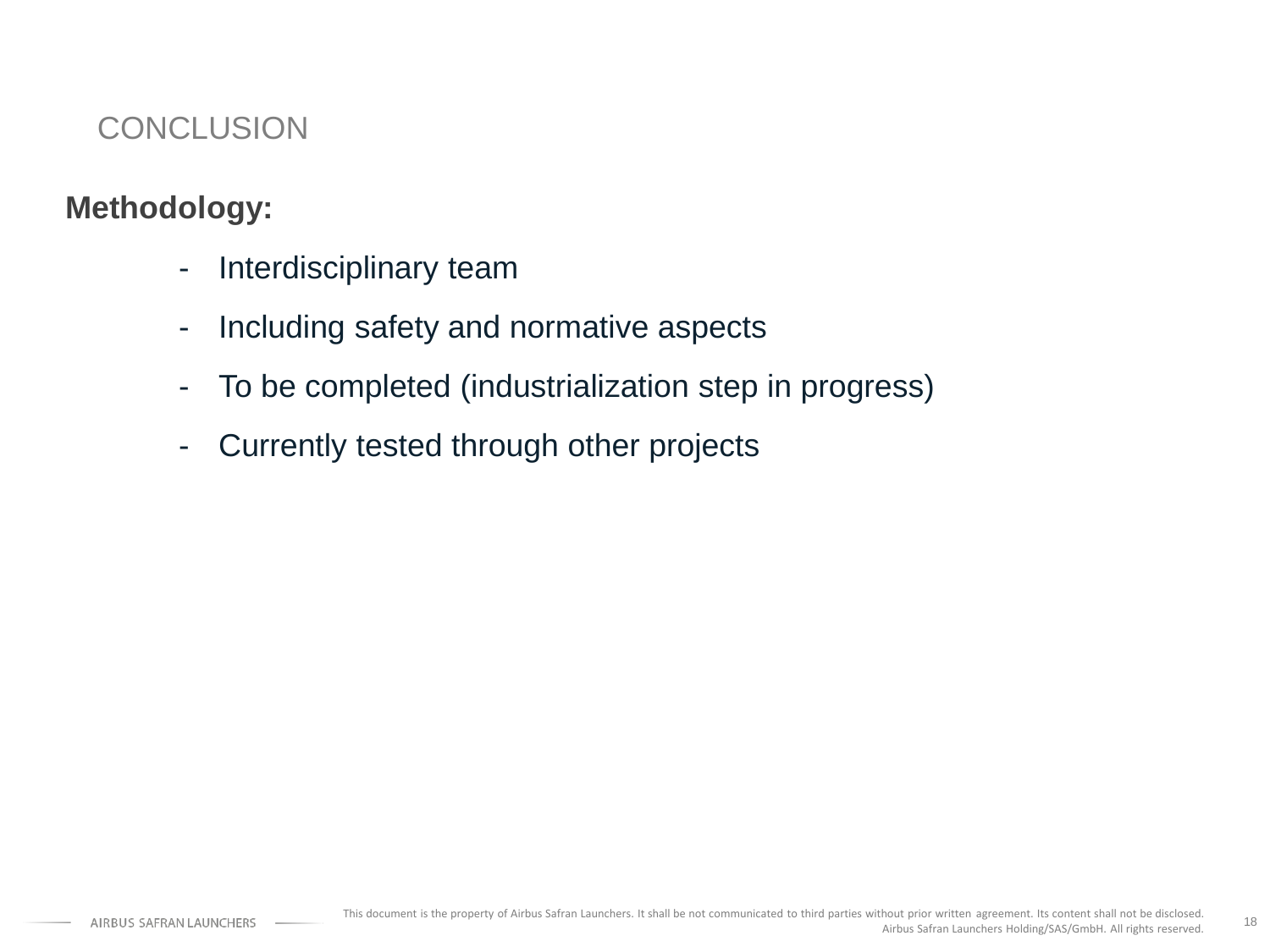# CONCLUSION

**Methodology:**

- Interdisciplinary team
- Including safety and normative aspects
- To be completed (industrialization step in progress)
- Currently tested through other projects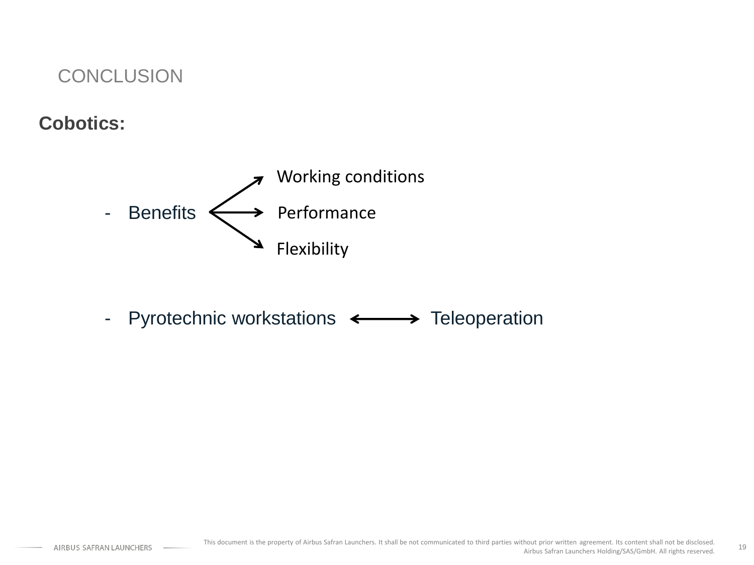## CONCLUSION

**Cobotics:**

- Benefits → Working conditions, Performance, Flexibility

- Pyrotechnic workstations ⟷ Teleoperation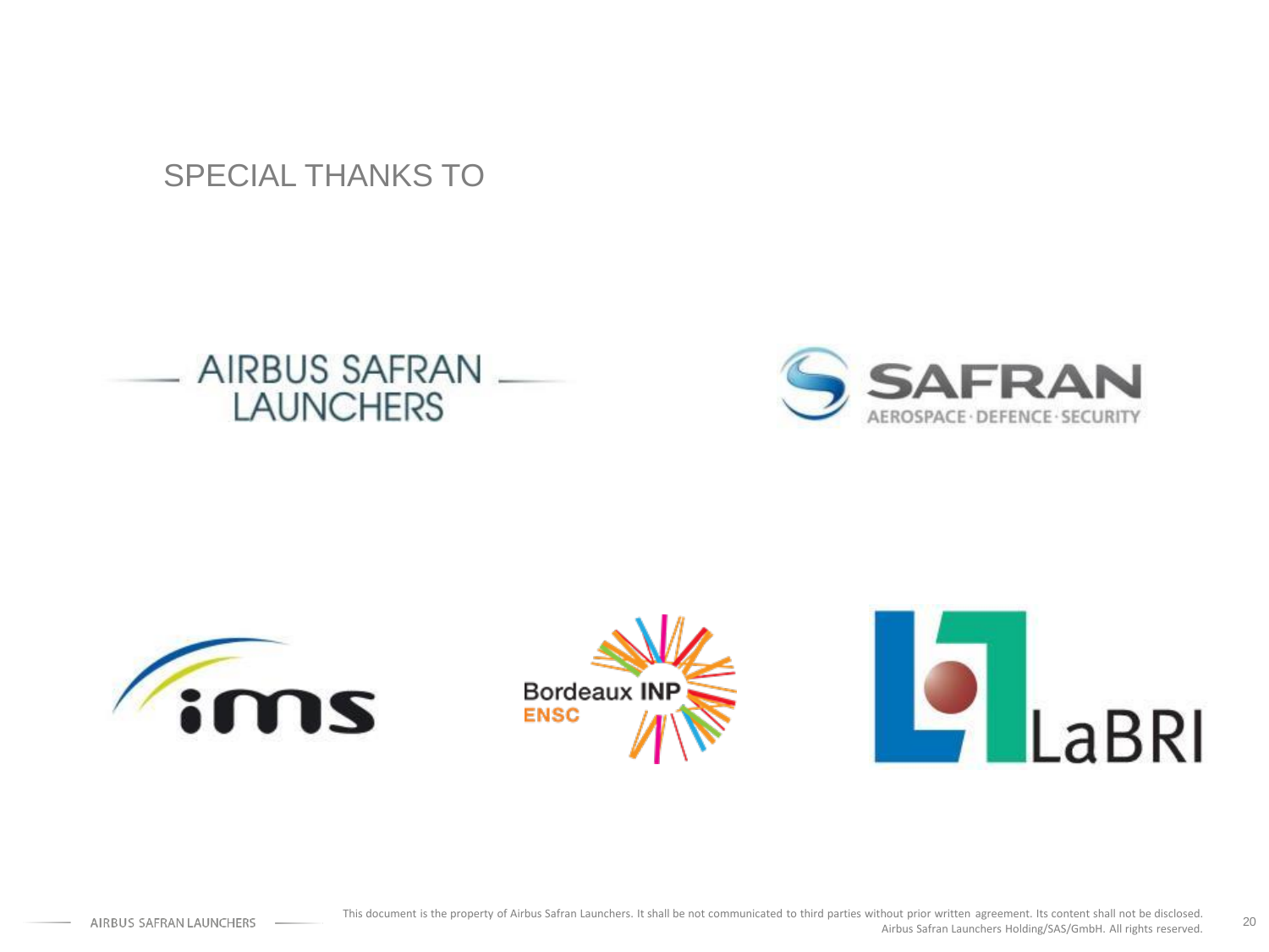# SPECIAL THANKS TO

AIRBUS SAFRAN LAUNCHERS

SAFRAN
AEROSPACE · DEFENCE · SECURITY

ims

Bordeaux INP
ENSC

LaBRI